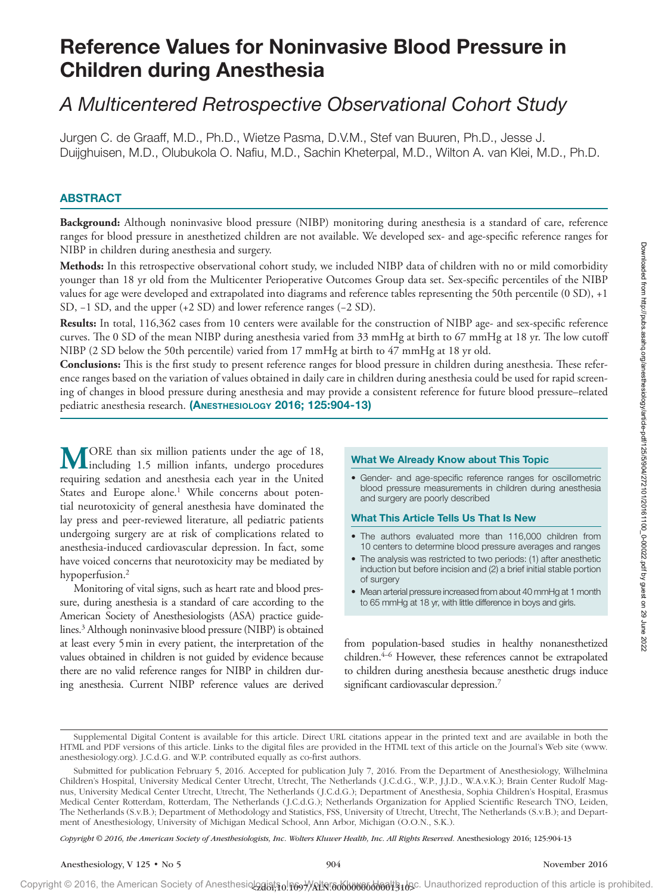# Reference Values for Noninvasive Blood Pressure in Children during Anesthesia

## *A Multicentered Retrospective Observational Cohort Study*

Jurgen C. de Graaff, M.D., Ph.D., Wietze Pasma, D.V.M., Stef van Buuren, Ph.D., Jesse J. Duijghuisen, M.D., Olubukola O. Nafiu, M.D., Sachin Kheterpal, M.D., Wilton A. van Klei, M.D., Ph.D.

## ABSTRACT

**Background:** Although noninvasive blood pressure (NIBP) monitoring during anesthesia is a standard of care, reference ranges for blood pressure in anesthetized children are not available. We developed sex- and age-specific reference ranges for NIBP in children during anesthesia and surgery.

**Methods:** In this retrospective observational cohort study, we included NIBP data of children with no or mild comorbidity younger than 18 yr old from the Multicenter Perioperative Outcomes Group data set. Sex-specific percentiles of the NIBP values for age were developed and extrapolated into diagrams and reference tables representing the 50th percentile (0 SD), +1 SD, −1 SD, and the upper (+2 SD) and lower reference ranges (−2 SD).

**Results:** In total, 116,362 cases from 10 centers were available for the construction of NIBP age- and sex-specific reference curves. The 0 SD of the mean NIBP during anesthesia varied from 33 mmHg at birth to 67 mmHg at 18 yr. The low cutoff NIBP (2 SD below the 50th percentile) varied from 17 mmHg at birth to 47 mmHg at 18 yr old.

**Conclusions:** This is the first study to present reference ranges for blood pressure in children during anesthesia. These reference ranges based on the variation of values obtained in daily care in children during anesthesia could be used for rapid screening of changes in blood pressure during anesthesia and may provide a consistent reference for future blood pressure–related pediatric anesthesia research. **(Anesthesiology 2016; 125:904-13)**

MORE than six million patients under the age of 18, including 1.5 million infants, undergo procedures requiring sedation and anesthesia each year in the United States and Europe alone.[1] While concerns about potential neurotoxicity of general anesthesia have dominated the lay press and peer-reviewed literature, all pediatric patients undergoing surgery are at risk of complications related to anesthesia-induced cardiovascular depression. In fact, some have voiced concerns that neurotoxicity may be mediated by hypoperfusion.[2]

Monitoring of vital signs, such as heart rate and blood pressure, during anesthesia is a standard of care according to the American Society of Anesthesiologists (ASA) practice guidelines.[3] Although noninvasive blood pressure (NIBP) is obtained at least every 5 min in every patient, the interpretation of the values obtained in children is not guided by evidence because there are no valid reference ranges for NIBP in children during anesthesia. Current NIBP reference values are derived from population-based studies in healthy nonanesthetized children.[4–6] However, these references cannot be extrapolated to children during anesthesia because anesthetic drugs induce significant cardiovascular depression.[7]

### What We Already Know about This Topic

- Gender- and age-specific reference ranges for oscillometric blood pressure measurements in children during anesthesia and surgery are poorly described

### What This Article Tells Us That Is New

- The authors evaluated more than 116,000 children from 10 centers to determine blood pressure averages and ranges
- The analysis was restricted to two periods: (1) after anesthetic induction but before incision and (2) a brief initial stable portion of surgery
- Mean arterial pressure increased from about 40 mmHg at 1 month to 65 mmHg at 18 yr, with little difference in boys and girls.

Supplemental Digital Content is available for this article. Direct URL citations appear in the printed text and are available in both the HTML and PDF versions of this article. Links to the digital files are provided in the HTML text of this article on the Journal's Web site (www.anesthesiology.org). J.C.d.G. and W.P. contributed equally as co-first authors.

Submitted for publication February 5, 2016. Accepted for publication July 7, 2016. From the Department of Anesthesiology, Wilhelmina Children's Hospital, University Medical Center Utrecht, Utrecht, The Netherlands (J.C.d.G., W.P., J.J.D., W.A.v.K.); Brain Center Rudolf Magnus, University Medical Center Utrecht, Utrecht, The Netherlands (J.C.d.G.); Department of Anesthesia, Sophia Children's Hospital, Erasmus Medical Center Rotterdam, Rotterdam, The Netherlands (J.C.d.G.); Netherlands Organization for Applied Scientific Research TNO, Leiden, The Netherlands (S.v.B.); Department of Methodology and Statistics, FSS, University of Utrecht, Utrecht, The Netherlands (S.v.B.); and Department of Anesthesiology, University of Michigan Medical School, Ann Arbor, Michigan (O.O.N., S.K.).

*Copyright © 2016, the American Society of Anesthesiologists, Inc. Wolters Kluwer Health, Inc. All Rights Reserved.* Anesthesiology 2016; 125:904-13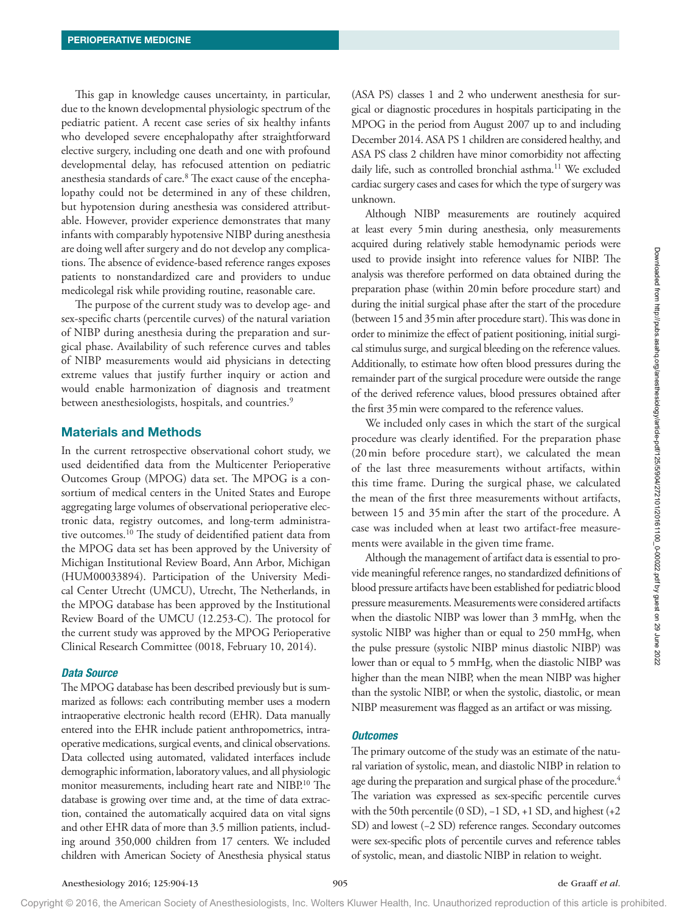This gap in knowledge causes uncertainty, in particular, due to the known developmental physiologic spectrum of the pediatric patient. A recent case series of six healthy infants who developed severe encephalopathy after straightforward elective surgery, including one death and one with profound developmental delay, has refocused attention on pediatric anesthesia standards of care.[8] The exact cause of the encephalopathy could not be determined in any of these children, but hypotension during anesthesia was considered attributable. However, provider experience demonstrates that many infants with comparably hypotensive NIBP during anesthesia are doing well after surgery and do not develop any complications. The absence of evidence-based reference ranges exposes patients to nonstandardized care and providers to undue medicolegal risk while providing routine, reasonable care.

The purpose of the current study was to develop age- and sex-specific charts (percentile curves) of the natural variation of NIBP during anesthesia during the preparation and surgical phase. Availability of such reference curves and tables of NIBP measurements would aid physicians in detecting extreme values that justify further inquiry or action and would enable harmonization of diagnosis and treatment between anesthesiologists, hospitals, and countries.[9]

## Materials and Methods

In the current retrospective observational cohort study, we used deidentified data from the Multicenter Perioperative Outcomes Group (MPOG) data set. The MPOG is a consortium of medical centers in the United States and Europe aggregating large volumes of observational perioperative electronic data, registry outcomes, and long-term administrative outcomes.[10] The study of deidentified patient data from the MPOG data set has been approved by the University of Michigan Institutional Review Board, Ann Arbor, Michigan (HUM00033894). Participation of the University Medical Center Utrecht (UMCU), Utrecht, The Netherlands, in the MPOG database has been approved by the Institutional Review Board of the UMCU (12.253-C). The protocol for the current study was approved by the MPOG Perioperative Clinical Research Committee (0018, February 10, 2014).

### *Data Source*

The MPOG database has been described previously but is summarized as follows: each contributing member uses a modern intraoperative electronic health record (EHR). Data manually entered into the EHR include patient anthropometrics, intraoperative medications, surgical events, and clinical observations. Data collected using automated, validated interfaces include demographic information, laboratory values, and all physiologic monitor measurements, including heart rate and NIBP.[10] The database is growing over time and, at the time of data extraction, contained the automatically acquired data on vital signs and other EHR data of more than 3.5 million patients, including around 350,000 children from 17 centers. We included children with American Society of Anesthesia physical status (ASA PS) classes 1 and 2 who underwent anesthesia for surgical or diagnostic procedures in hospitals participating in the MPOG in the period from August 2007 up to and including December 2014. ASA PS 1 children are considered healthy, and ASA PS class 2 children have minor comorbidity not affecting daily life, such as controlled bronchial asthma.[11] We excluded cardiac surgery cases and cases for which the type of surgery was unknown.

Although NIBP measurements are routinely acquired at least every 5 min during anesthesia, only measurements acquired during relatively stable hemodynamic periods were used to provide insight into reference values for NIBP. The analysis was therefore performed on data obtained during the preparation phase (within 20 min before procedure start) and during the initial surgical phase after the start of the procedure (between 15 and 35 min after procedure start). This was done in order to minimize the effect of patient positioning, initial surgical stimulus surge, and surgical bleeding on the reference values. Additionally, to estimate how often blood pressures during the remainder part of the surgical procedure were outside the range of the derived reference values, blood pressures obtained after the first 35 min were compared to the reference values.

We included only cases in which the start of the surgical procedure was clearly identified. For the preparation phase (20 min before procedure start), we calculated the mean of the last three measurements without artifacts, within this time frame. During the surgical phase, we calculated the mean of the first three measurements without artifacts, between 15 and 35 min after the start of the procedure. A case was included when at least two artifact-free measurements were available in the given time frame.

Although the management of artifact data is essential to provide meaningful reference ranges, no standardized definitions of blood pressure artifacts have been established for pediatric blood pressure measurements. Measurements were considered artifacts when the diastolic NIBP was lower than 3 mmHg, when the systolic NIBP was higher than or equal to 250 mmHg, when the pulse pressure (systolic NIBP minus diastolic NIBP) was lower than or equal to 5 mmHg, when the diastolic NIBP was higher than the mean NIBP, when the mean NIBP was higher than the systolic NIBP, or when the systolic, diastolic, or mean NIBP measurement was flagged as an artifact or was missing.

### *Outcomes*

The primary outcome of the study was an estimate of the natural variation of systolic, mean, and diastolic NIBP in relation to age during the preparation and surgical phase of the procedure.[4] The variation was expressed as sex-specific percentile curves with the 50th percentile (0 SD), −1 SD, +1 SD, and highest (+2 SD) and lowest (−2 SD) reference ranges. Secondary outcomes were sex-specific plots of percentile curves and reference tables of systolic, mean, and diastolic NIBP in relation to weight.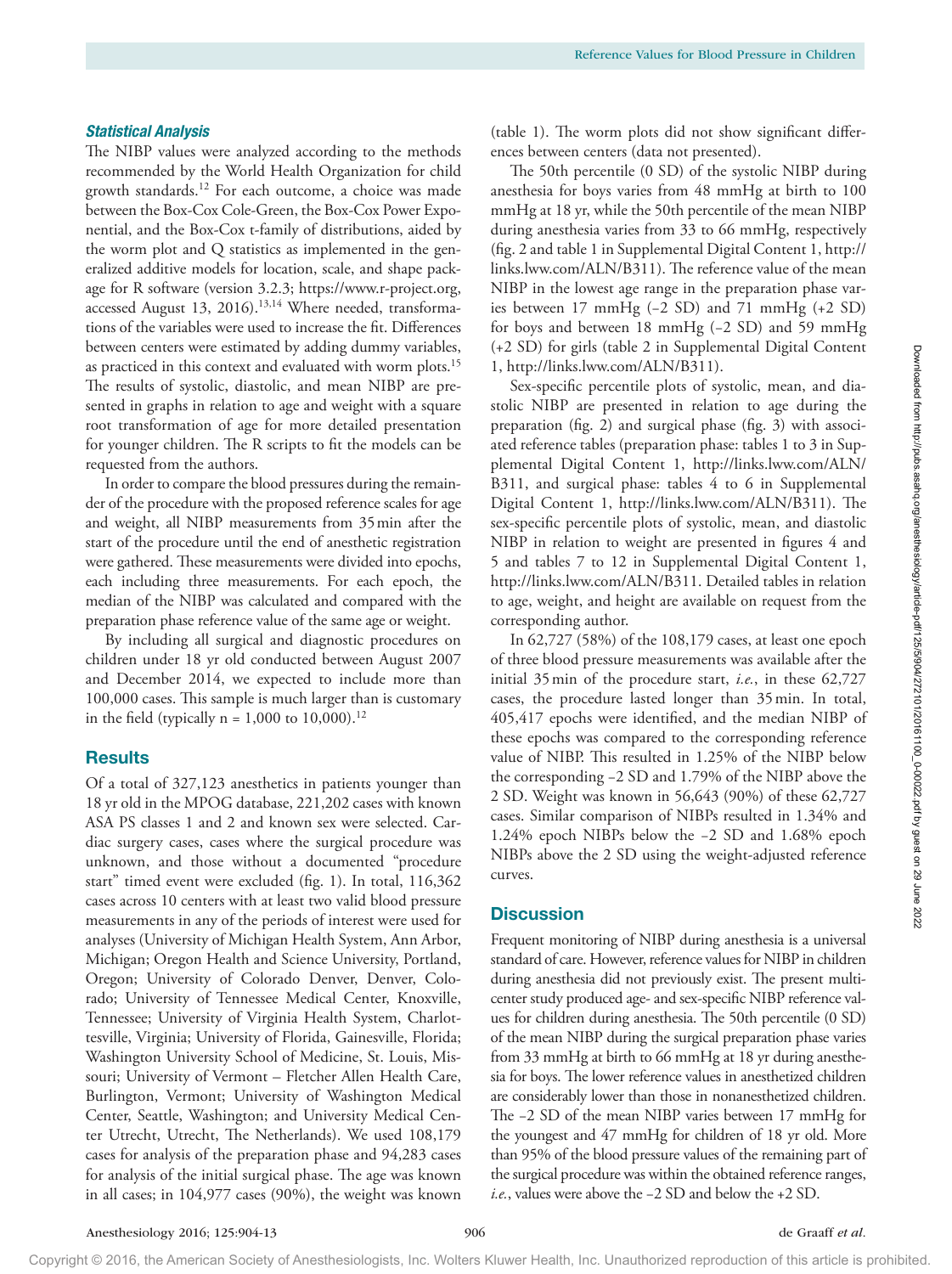### Statistical Analysis

The NIBP values were analyzed according to the methods recommended by the World Health Organization for child growth standards.[12] For each outcome, a choice was made between the Box-Cox Cole-Green, the Box-Cox Power Exponential, and the Box-Cox t-family of distributions, aided by the worm plot and Q statistics as implemented in the generalized additive models for location, scale, and shape package for R software (version 3.2.3; https://www.r-project.org, accessed August 13, 2016).[13,14] Where needed, transformations of the variables were used to increase the fit. Differences between centers were estimated by adding dummy variables, as practiced in this context and evaluated with worm plots.[15] The results of systolic, diastolic, and mean NIBP are presented in graphs in relation to age and weight with a square root transformation of age for more detailed presentation for younger children. The R scripts to fit the models can be requested from the authors.

In order to compare the blood pressures during the remainder of the procedure with the proposed reference scales for age and weight, all NIBP measurements from 35 min after the start of the procedure until the end of anesthetic registration were gathered. These measurements were divided into epochs, each including three measurements. For each epoch, the median of the NIBP was calculated and compared with the preparation phase reference value of the same age or weight.

By including all surgical and diagnostic procedures on children under 18 yr old conducted between August 2007 and December 2014, we expected to include more than 100,000 cases. This sample is much larger than is customary in the field (typically n = 1,000 to 10,000).[12]

## Results

Of a total of 327,123 anesthetics in patients younger than 18 yr old in the MPOG database, 221,202 cases with known ASA PS classes 1 and 2 and known sex were selected. Cardiac surgery cases, cases where the surgical procedure was unknown, and those without a documented "procedure start" timed event were excluded (fig. 1). In total, 116,362 cases across 10 centers with at least two valid blood pressure measurements in any of the periods of interest were used for analyses (University of Michigan Health System, Ann Arbor, Michigan; Oregon Health and Science University, Portland, Oregon; University of Colorado Denver, Denver, Colorado; University of Tennessee Medical Center, Knoxville, Tennessee; University of Virginia Health System, Charlottesville, Virginia; University of Florida, Gainesville, Florida; Washington University School of Medicine, St. Louis, Missouri; University of Vermont – Fletcher Allen Health Care, Burlington, Vermont; University of Washington Medical Center, Seattle, Washington; and University Medical Center Utrecht, Utrecht, The Netherlands). We used 108,179 cases for analysis of the preparation phase and 94,283 cases for analysis of the initial surgical phase. The age was known in all cases; in 104,977 cases (90%), the weight was known (table 1). The worm plots did not show significant differences between centers (data not presented).

The 50th percentile (0 SD) of the systolic NIBP during anesthesia for boys varies from 48 mmHg at birth to 100 mmHg at 18 yr, while the 50th percentile of the mean NIBP during anesthesia varies from 33 to 66 mmHg, respectively (fig. 2 and table 1 in Supplemental Digital Content 1, http://links.lww.com/ALN/B311). The reference value of the mean NIBP in the lowest age range in the preparation phase varies between 17 mmHg (−2 SD) and 71 mmHg (+2 SD) for boys and between 18 mmHg (−2 SD) and 59 mmHg (+2 SD) for girls (table 2 in Supplemental Digital Content 1, http://links.lww.com/ALN/B311).

Sex-specific percentile plots of systolic, mean, and diastolic NIBP are presented in relation to age during the preparation (fig. 2) and surgical phase (fig. 3) with associated reference tables (preparation phase: tables 1 to 3 in Supplemental Digital Content 1, http://links.lww.com/ALN/B311, and surgical phase: tables 4 to 6 in Supplemental Digital Content 1, http://links.lww.com/ALN/B311). The sex-specific percentile plots of systolic, mean, and diastolic NIBP in relation to weight are presented in figures 4 and 5 and tables 7 to 12 in Supplemental Digital Content 1, http://links.lww.com/ALN/B311. Detailed tables in relation to age, weight, and height are available on request from the corresponding author.

In 62,727 (58%) of the 108,179 cases, at least one epoch of three blood pressure measurements was available after the initial 35 min of the procedure start, *i.e.*, in these 62,727 cases, the procedure lasted longer than 35 min. In total, 405,417 epochs were identified, and the median NIBP of these epochs was compared to the corresponding reference value of NIBP. This resulted in 1.25% of the NIBP below the corresponding −2 SD and 1.79% of the NIBP above the 2 SD. Weight was known in 56,643 (90%) of these 62,727 cases. Similar comparison of NIBPs resulted in 1.34% and 1.24% epoch NIBPs below the −2 SD and 1.68% epoch NIBPs above the 2 SD using the weight-adjusted reference curves.

## Discussion

Frequent monitoring of NIBP during anesthesia is a universal standard of care. However, reference values for NIBP in children during anesthesia did not previously exist. The present multicenter study produced age- and sex-specific NIBP reference values for children during anesthesia. The 50th percentile (0 SD) of the mean NIBP during the surgical preparation phase varies from 33 mmHg at birth to 66 mmHg at 18 yr during anesthesia for boys. The lower reference values in anesthetized children are considerably lower than those in nonanesthetized children. The −2 SD of the mean NIBP varies between 17 mmHg for the youngest and 47 mmHg for children of 18 yr old. More than 95% of the blood pressure values of the remaining part of the surgical procedure was within the obtained reference ranges, *i.e.*, values were above the −2 SD and below the +2 SD.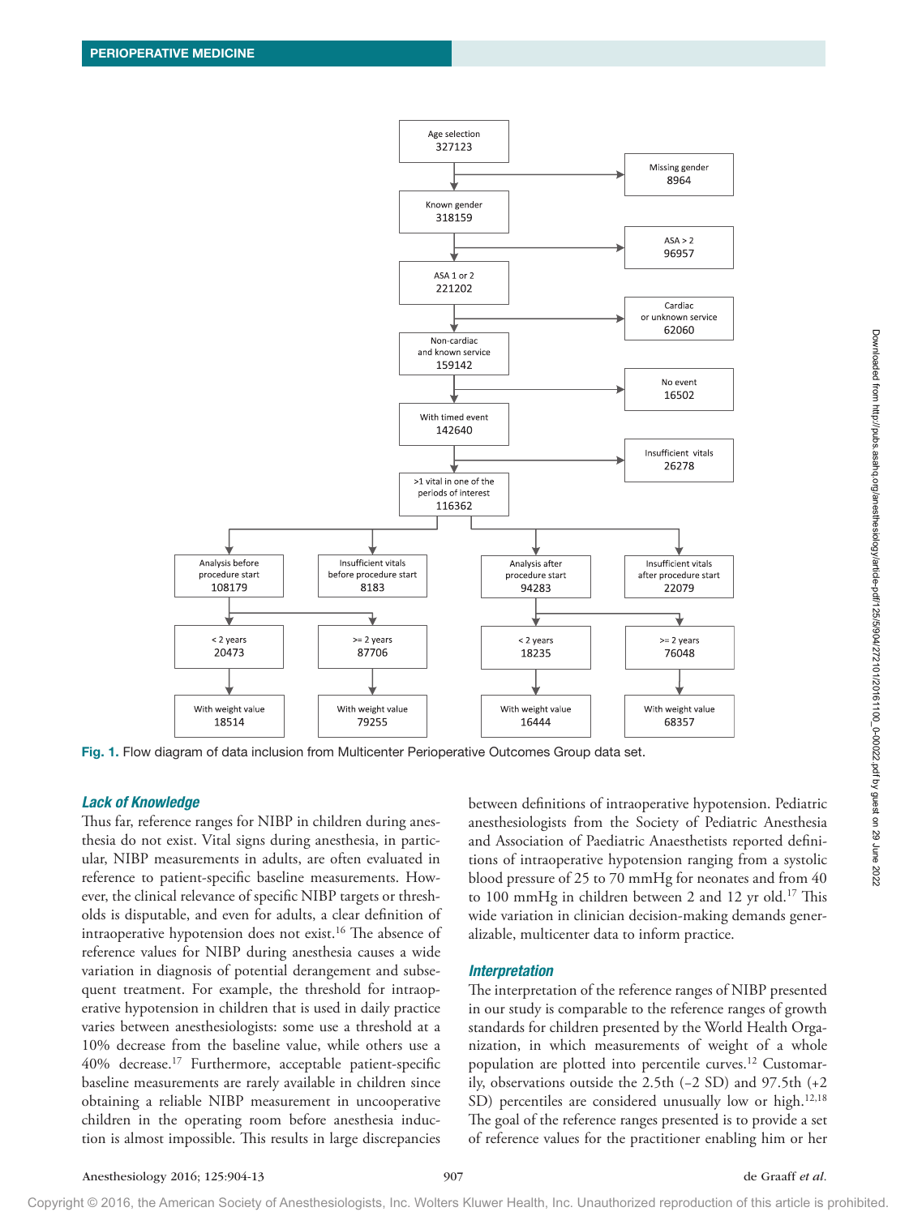Fig. 1. Flow diagram of data inclusion from Multicenter Perioperative Outcomes Group data set.

### *Lack of Knowledge*

Thus far, reference ranges for NIBP in children during anesthesia do not exist. Vital signs during anesthesia, in particular, NIBP measurements in adults, are often evaluated in reference to patient-specific baseline measurements. However, the clinical relevance of specific NIBP targets or thresholds is disputable, and even for adults, a clear definition of intraoperative hypotension does not exist.[16] The absence of reference values for NIBP during anesthesia causes a wide variation in diagnosis of potential derangement and subsequent treatment. For example, the threshold for intraoperative hypotension in children that is used in daily practice varies between anesthesiologists: some use a threshold at a 10% decrease from the baseline value, while others use a 40% decrease.[17] Furthermore, acceptable patient-specific baseline measurements are rarely available in children since obtaining a reliable NIBP measurement in uncooperative children in the operating room before anesthesia induction is almost impossible. This results in large discrepancies between definitions of intraoperative hypotension. Pediatric anesthesiologists from the Society of Pediatric Anesthesia and Association of Paediatric Anaesthetists reported definitions of intraoperative hypotension ranging from a systolic blood pressure of 25 to 70 mmHg for neonates and from 40 to 100 mmHg in children between 2 and 12 yr old.[17] This wide variation in clinician decision-making demands generalizable, multicenter data to inform practice.

### *Interpretation*

The interpretation of the reference ranges of NIBP presented in our study is comparable to the reference ranges of growth standards for children presented by the World Health Organization, in which measurements of weight of a whole population are plotted into percentile curves.[12] Customarily, observations outside the 2.5th (–2 SD) and 97.5th (+2 SD) percentiles are considered unusually low or high.[12,18] The goal of the reference ranges presented is to provide a set of reference values for the practitioner enabling him or her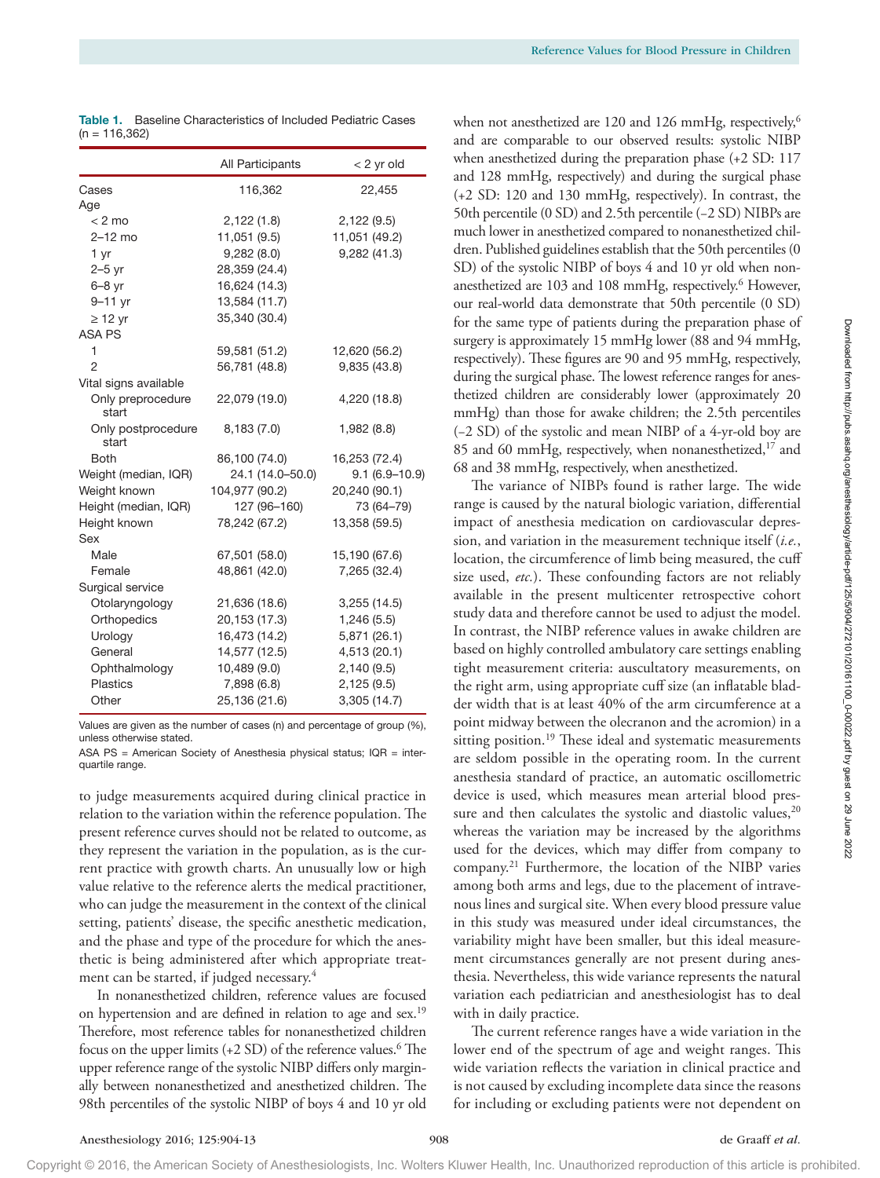**Table 1.** Baseline Characteristics of Included Pediatric Cases (n = 116,362)

| | All Participants | < 2 yr old |
|---|---|---|
| Cases | 116,362 | 22,455 |
| Age | | |
| < 2 mo | 2,122 (1.8) | 2,122 (9.5) |
| 2–12 mo | 11,051 (9.5) | 11,051 (49.2) |
| 1 yr | 9,282 (8.0) | 9,282 (41.3) |
| 2–5 yr | 28,359 (24.4) | |
| 6–8 yr | 16,624 (14.3) | |
| 9–11 yr | 13,584 (11.7) | |
| ≥ 12 yr | 35,340 (30.4) | |
| ASA PS | | |
| 1 | 59,581 (51.2) | 12,620 (56.2) |
| 2 | 56,781 (48.8) | 9,835 (43.8) |
| Vital signs available | | |
| Only preprocedure start | 22,079 (19.0) | 4,220 (18.8) |
| Only postprocedure start | 8,183 (7.0) | 1,982 (8.8) |
| Both | 86,100 (74.0) | 16,253 (72.4) |
| Weight (median, IQR) | 24.1 (14.0–50.0) | 9.1 (6.9–10.9) |
| Weight known | 104,977 (90.2) | 20,240 (90.1) |
| Height (median, IQR) | 127 (96–160) | 73 (64–79) |
| Height known | 78,242 (67.2) | 13,358 (59.5) |
| Sex | | |
| Male | 67,501 (58.0) | 15,190 (67.6) |
| Female | 48,861 (42.0) | 7,265 (32.4) |
| Surgical service | | |
| Otolaryngology | 21,636 (18.6) | 3,255 (14.5) |
| Orthopedics | 20,153 (17.3) | 1,246 (5.5) |
| Urology | 16,473 (14.2) | 5,871 (26.1) |
| General | 14,577 (12.5) | 4,513 (20.1) |
| Ophthalmology | 10,489 (9.0) | 2,140 (9.5) |
| Plastics | 7,898 (6.8) | 2,125 (9.5) |
| Other | 25,136 (21.6) | 3,305 (14.7) |

Values are given as the number of cases (n) and percentage of group (%), unless otherwise stated.

ASA PS = American Society of Anesthesia physical status; IQR = interquartile range.

to judge measurements acquired during clinical practice in relation to the variation within the reference population. The present reference curves should not be related to outcome, as they represent the variation in the population, as is the current practice with growth charts. An unusually low or high value relative to the reference alerts the medical practitioner, who can judge the measurement in the context of the clinical setting, patients' disease, the specific anesthetic medication, and the phase and type of the procedure for which the anesthetic is being administered after which appropriate treatment can be started, if judged necessary.[4]

In nonanesthetized children, reference values are focused on hypertension and are defined in relation to age and sex.[19] Therefore, most reference tables for nonanesthetized children focus on the upper limits (+2 SD) of the reference values.[6] The upper reference range of the systolic NIBP differs only marginally between nonanesthetized and anesthetized children. The 98th percentiles of the systolic NIBP of boys 4 and 10 yr old when not anesthetized are 120 and 126 mmHg, respectively,[6] and are comparable to our observed results: systolic NIBP when anesthetized during the preparation phase (+2 SD: 117 and 128 mmHg, respectively) and during the surgical phase (+2 SD: 120 and 130 mmHg, respectively). In contrast, the 50th percentile (0 SD) and 2.5th percentile (–2 SD) NIBPs are much lower in anesthetized compared to nonanesthetized children. Published guidelines establish that the 50th percentiles (0 SD) of the systolic NIBP of boys 4 and 10 yr old when nonanesthetized are 103 and 108 mmHg, respectively.[6] However, our real-world data demonstrate that 50th percentile (0 SD) for the same type of patients during the preparation phase of surgery is approximately 15 mmHg lower (88 and 94 mmHg, respectively). These figures are 90 and 95 mmHg, respectively, during the surgical phase. The lowest reference ranges for anesthetized children are considerably lower (approximately 20 mmHg) than those for awake children; the 2.5th percentiles (–2 SD) of the systolic and mean NIBP of a 4-yr-old boy are 85 and 60 mmHg, respectively, when nonanesthetized,[17] and 68 and 38 mmHg, respectively, when anesthetized.

The variance of NIBPs found is rather large. The wide range is caused by the natural biologic variation, differential impact of anesthesia medication on cardiovascular depression, and variation in the measurement technique itself (*i.e.*, location, the circumference of limb being measured, the cuff size used, *etc.*). These confounding factors are not reliably available in the present multicenter retrospective cohort study data and therefore cannot be used to adjust the model. In contrast, the NIBP reference values in awake children are based on highly controlled ambulatory care settings enabling tight measurement criteria: auscultatory measurements, on the right arm, using appropriate cuff size (an inflatable bladder width that is at least 40% of the arm circumference at a point midway between the olecranon and the acromion) in a sitting position.[19] These ideal and systematic measurements are seldom possible in the operating room. In the current anesthesia standard of practice, an automatic oscillometric device is used, which measures mean arterial blood pressure and then calculates the systolic and diastolic values,[20] whereas the variation may be increased by the algorithms used for the devices, which may differ from company to company.[21] Furthermore, the location of the NIBP varies among both arms and legs, due to the placement of intravenous lines and surgical site. When every blood pressure value in this study was measured under ideal circumstances, the variability might have been smaller, but this ideal measurement circumstances generally are not present during anesthesia. Nevertheless, this wide variance represents the natural variation each pediatrician and anesthesiologist has to deal with in daily practice.

The current reference ranges have a wide variation in the lower end of the spectrum of age and weight ranges. This wide variation reflects the variation in clinical practice and is not caused by excluding incomplete data since the reasons for including or excluding patients were not dependent on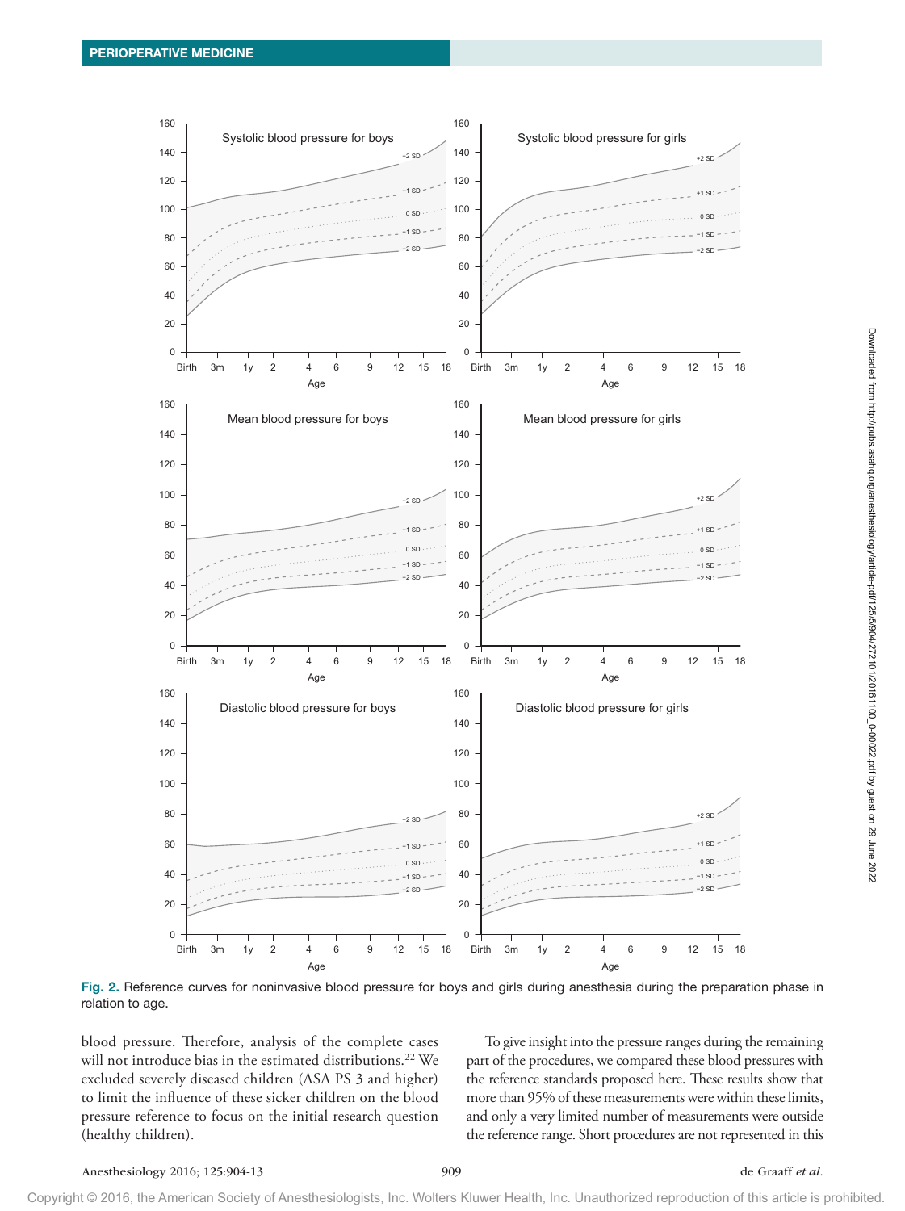Fig. 2. Reference curves for noninvasive blood pressure for boys and girls during anesthesia during the preparation phase in relation to age.

blood pressure. Therefore, analysis of the complete cases will not introduce bias in the estimated distributions.[22] We excluded severely diseased children (ASA PS 3 and higher) to limit the influence of these sicker children on the blood pressure reference to focus on the initial research question (healthy children).

To give insight into the pressure ranges during the remaining part of the procedures, we compared these blood pressures with the reference standards proposed here. These results show that more than 95% of these measurements were within these limits, and only a very limited number of measurements were outside the reference range. Short procedures are not represented in this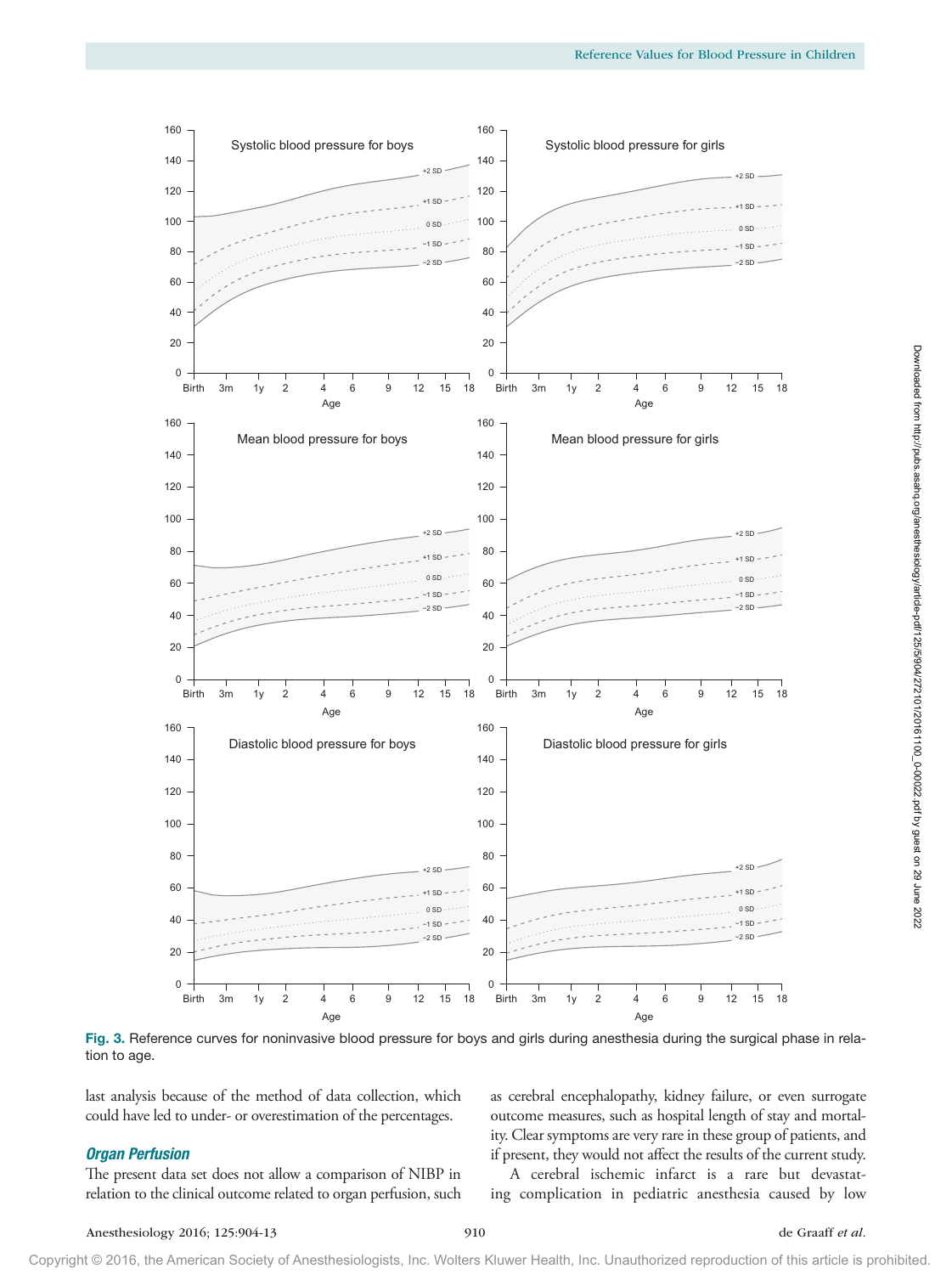Fig. 3. Reference curves for noninvasive blood pressure for boys and girls during anesthesia during the surgical phase in relation to age.

last analysis because of the method of data collection, which could have led to under- or overestimation of the percentages.

### *Organ Perfusion*

The present data set does not allow a comparison of NIBP in relation to the clinical outcome related to organ perfusion, such as cerebral encephalopathy, kidney failure, or even surrogate outcome measures, such as hospital length of stay and mortality. Clear symptoms are very rare in these group of patients, and if present, they would not affect the results of the current study.

A cerebral ischemic infarct is a rare but devastating complication in pediatric anesthesia caused by low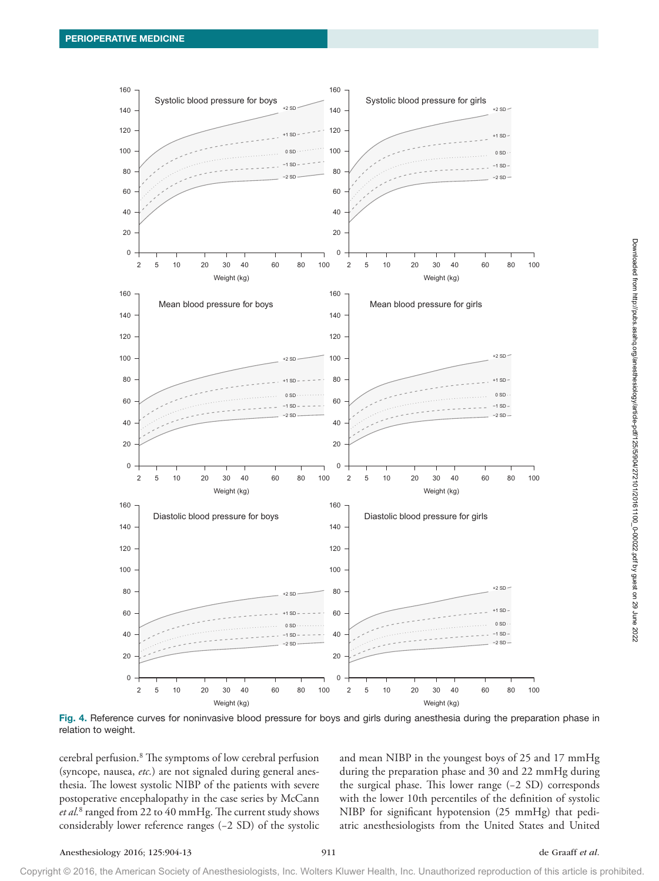**Fig. 4.** Reference curves for noninvasive blood pressure for boys and girls during anesthesia during the preparation phase in relation to weight.

cerebral perfusion.[8] The symptoms of low cerebral perfusion (syncope, nausea, *etc.*) are not signaled during general anesthesia. The lowest systolic NIBP of the patients with severe postoperative encephalopathy in the case series by McCann *et al.*[8] ranged from 22 to 40 mmHg. The current study shows considerably lower reference ranges (−2 SD) of the systolic and mean NIBP in the youngest boys of 25 and 17 mmHg during the preparation phase and 30 and 22 mmHg during the surgical phase. This lower range (−2 SD) corresponds with the lower 10th percentiles of the definition of systolic NIBP for significant hypotension (25 mmHg) that pediatric anesthesiologists from the United States and United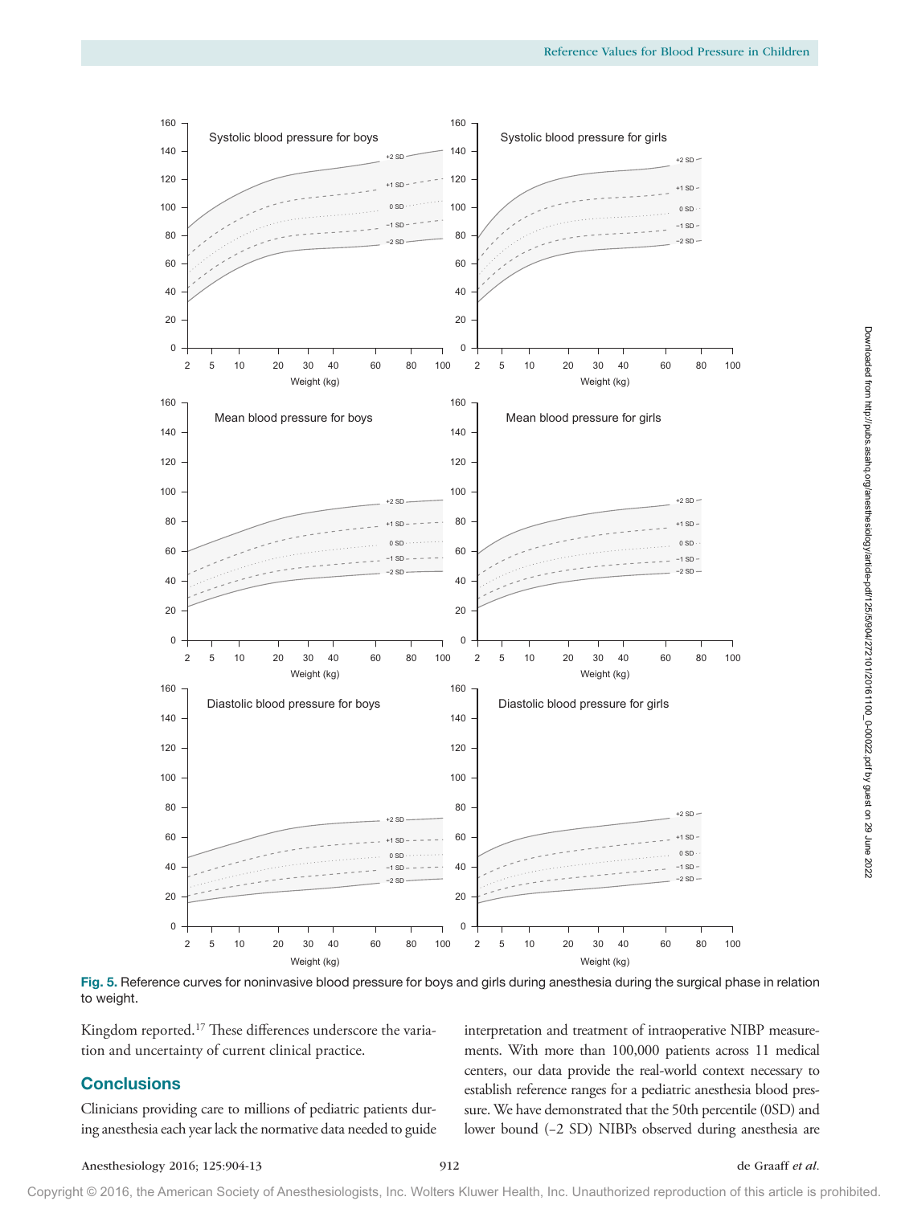Fig. 5. Reference curves for noninvasive blood pressure for boys and girls during anesthesia during the surgical phase in relation to weight.

Kingdom reported.[17] These differences underscore the variation and uncertainty of current clinical practice.

## Conclusions

Clinicians providing care to millions of pediatric patients during anesthesia each year lack the normative data needed to guide interpretation and treatment of intraoperative NIBP measurements. With more than 100,000 patients across 11 medical centers, our data provide the real-world context necessary to establish reference ranges for a pediatric anesthesia blood pressure. We have demonstrated that the 50th percentile (0SD) and lower bound (−2 SD) NIBPs observed during anesthesia are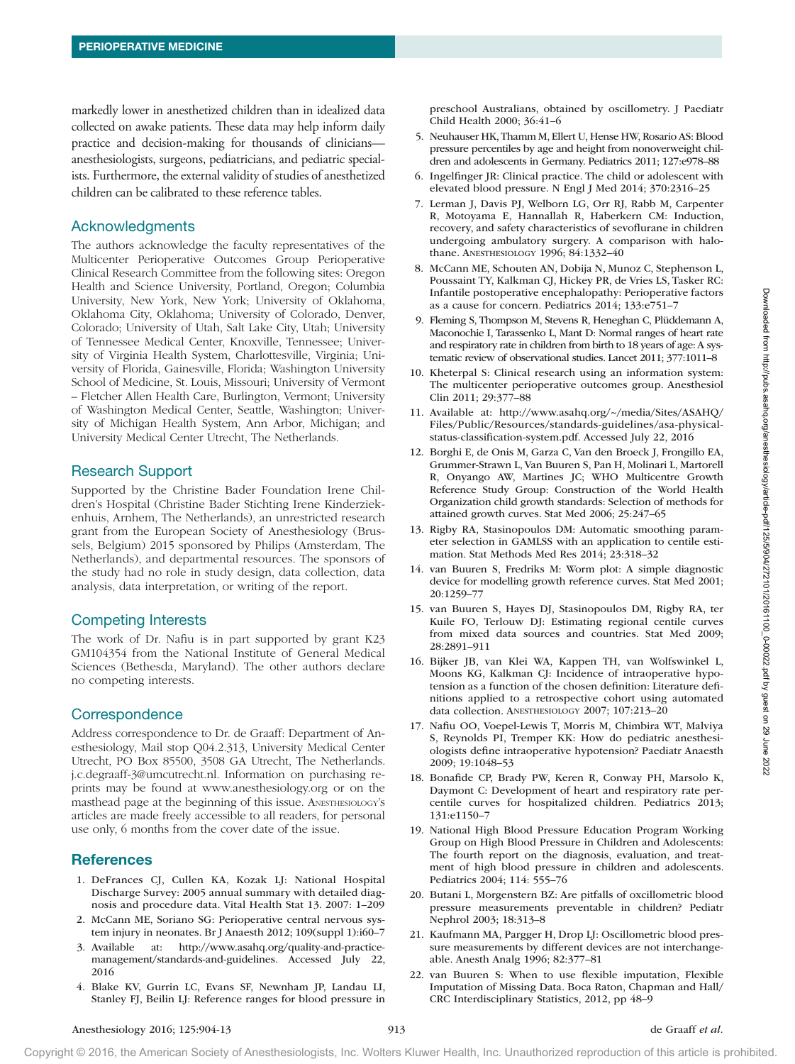markedly lower in anesthetized children than in idealized data collected on awake patients. These data may help inform daily practice and decision-making for thousands of clinicians—anesthesiologists, surgeons, pediatricians, and pediatric specialists. Furthermore, the external validity of studies of anesthetized children can be calibrated to these reference tables.

## Acknowledgments

The authors acknowledge the faculty representatives of the Multicenter Perioperative Outcomes Group Perioperative Clinical Research Committee from the following sites: Oregon Health and Science University, Portland, Oregon; Columbia University, New York, New York; University of Oklahoma, Oklahoma City, Oklahoma; University of Colorado, Denver, Colorado; University of Utah, Salt Lake City, Utah; University of Tennessee Medical Center, Knoxville, Tennessee; University of Virginia Health System, Charlottesville, Virginia; University of Florida, Gainesville, Florida; Washington University School of Medicine, St. Louis, Missouri; University of Vermont – Fletcher Allen Health Care, Burlington, Vermont; University of Washington Medical Center, Seattle, Washington; University of Michigan Health System, Ann Arbor, Michigan; and University Medical Center Utrecht, The Netherlands.

## Research Support

Supported by the Christine Bader Foundation Irene Children's Hospital (Christine Bader Stichting Irene Kinderziekenhuis, Arnhem, The Netherlands), an unrestricted research grant from the European Society of Anesthesiology (Brussels, Belgium) 2015 sponsored by Philips (Amsterdam, The Netherlands), and departmental resources. The sponsors of the study had no role in study design, data collection, data analysis, data interpretation, or writing of the report.

## Competing Interests

The work of Dr. Nafiu is in part supported by grant K23 GM104354 from the National Institute of General Medical Sciences (Bethesda, Maryland). The other authors declare no competing interests.

## Correspondence

Address correspondence to Dr. de Graaff: Department of Anesthesiology, Mail stop Q04.2.313, University Medical Center Utrecht, PO Box 85500, 3508 GA Utrecht, The Netherlands. j.c.degraaff-3@umcutrecht.nl. Information on purchasing reprints may be found at www.anesthesiology.org or on the masthead page at the beginning of this issue. Anesthesiology's articles are made freely accessible to all readers, for personal use only, 6 months from the cover date of the issue.

## References

1. DeFrances CJ, Cullen KA, Kozak LJ: National Hospital Discharge Survey: 2005 annual summary with detailed diagnosis and procedure data. Vital Health Stat 13. 2007: 1–209
2. McCann ME, Soriano SG: Perioperative central nervous system injury in neonates. Br J Anaesth 2012; 109(suppl 1):i60–7
3. Available at: http://www.asahq.org/quality-and-practice-management/standards-and-guidelines. Accessed July 22, 2016
4. Blake KV, Gurrin LC, Evans SF, Newnham JP, Landau LI, Stanley FJ, Beilin LJ: Reference ranges for blood pressure in preschool Australians, obtained by oscillometry. J Paediatr Child Health 2000; 36:41–6
5. Neuhauser HK, Thamm M, Ellert U, Hense HW, Rosario AS: Blood pressure percentiles by age and height from nonoverweight children and adolescents in Germany. Pediatrics 2011; 127:e978–88
6. Ingelfinger JR: Clinical practice. The child or adolescent with elevated blood pressure. N Engl J Med 2014; 370:2316–25
7. Lerman J, Davis PJ, Welborn LG, Orr RJ, Rabb M, Carpenter R, Motoyama E, Hannallah R, Haberkern CM: Induction, recovery, and safety characteristics of sevoflurane in children undergoing ambulatory surgery. A comparison with halothane. Anesthesiology 1996; 84:1332–40
8. McCann ME, Schouten AN, Dobija N, Munoz C, Stephenson L, Poussaint TY, Kalkman CJ, Hickey PR, de Vries LS, Tasker RC: Infantile postoperative encephalopathy: Perioperative factors as a cause for concern. Pediatrics 2014; 133:e751–7
9. Fleming S, Thompson M, Stevens R, Heneghan C, Plüddemann A, Maconochie I, Tarassenko L, Mant D: Normal ranges of heart rate and respiratory rate in children from birth to 18 years of age: A systematic review of observational studies. Lancet 2011; 377:1011–8
10. Kheterpal S: Clinical research using an information system: The multicenter perioperative outcomes group. Anesthesiol Clin 2011; 29:377–88
11. Available at: http://www.asahq.org/~/media/Sites/ASAHQ/Files/Public/Resources/standards-guidelines/asa-physical-status-classification-system.pdf. Accessed July 22, 2016
12. Borghi E, de Onis M, Garza C, Van den Broeck J, Frongillo EA, Grummer-Strawn L, Van Buuren S, Pan H, Molinari L, Martorell R, Onyango AW, Martines JC; WHO Multicentre Growth Reference Study Group: Construction of the World Health Organization child growth standards: Selection of methods for attained growth curves. Stat Med 2006; 25:247–65
13. Rigby RA, Stasinopoulos DM: Automatic smoothing parameter selection in GAMLSS with an application to centile estimation. Stat Methods Med Res 2014; 23:318–32
14. van Buuren S, Fredriks M: Worm plot: A simple diagnostic device for modelling growth reference curves. Stat Med 2001; 20:1259–77
15. van Buuren S, Hayes DJ, Stasinopoulos DM, Rigby RA, ter Kuile FO, Terlouw DJ: Estimating regional centile curves from mixed data sources and countries. Stat Med 2009; 28:2891–911
16. Bijker JB, van Klei WA, Kappen TH, van Wolfswinkel L, Moons KG, Kalkman CJ: Incidence of intraoperative hypotension as a function of the chosen definition: Literature definitions applied to a retrospective cohort using automated data collection. Anesthesiology 2007; 107:213–20
17. Nafiu OO, Voepel-Lewis T, Morris M, Chimbira WT, Malviya S, Reynolds PI, Tremper KK: How do pediatric anesthesiologists define intraoperative hypotension? Paediatr Anaesth 2009; 19:1048–53
18. Bonafide CP, Brady PW, Keren R, Conway PH, Marsolo K, Daymont C: Development of heart and respiratory rate percentile curves for hospitalized children. Pediatrics 2013; 131:e1150–7
19. National High Blood Pressure Education Program Working Group on High Blood Pressure in Children and Adolescents: The fourth report on the diagnosis, evaluation, and treatment of high blood pressure in children and adolescents. Pediatrics 2004; 114: 555–76
20. Butani L, Morgenstern BZ: Are pitfalls of oxcillometric blood pressure measurements preventable in children? Pediatr Nephrol 2003; 18:313–8
21. Kaufmann MA, Pargger H, Drop LJ: Oscillometric blood pressure measurements by different devices are not interchangeable. Anesth Analg 1996; 82:377–81
22. van Buuren S: When to use flexible imputation, Flexible Imputation of Missing Data. Boca Raton, Chapman and Hall/CRC Interdisciplinary Statistics, 2012, pp 48–9